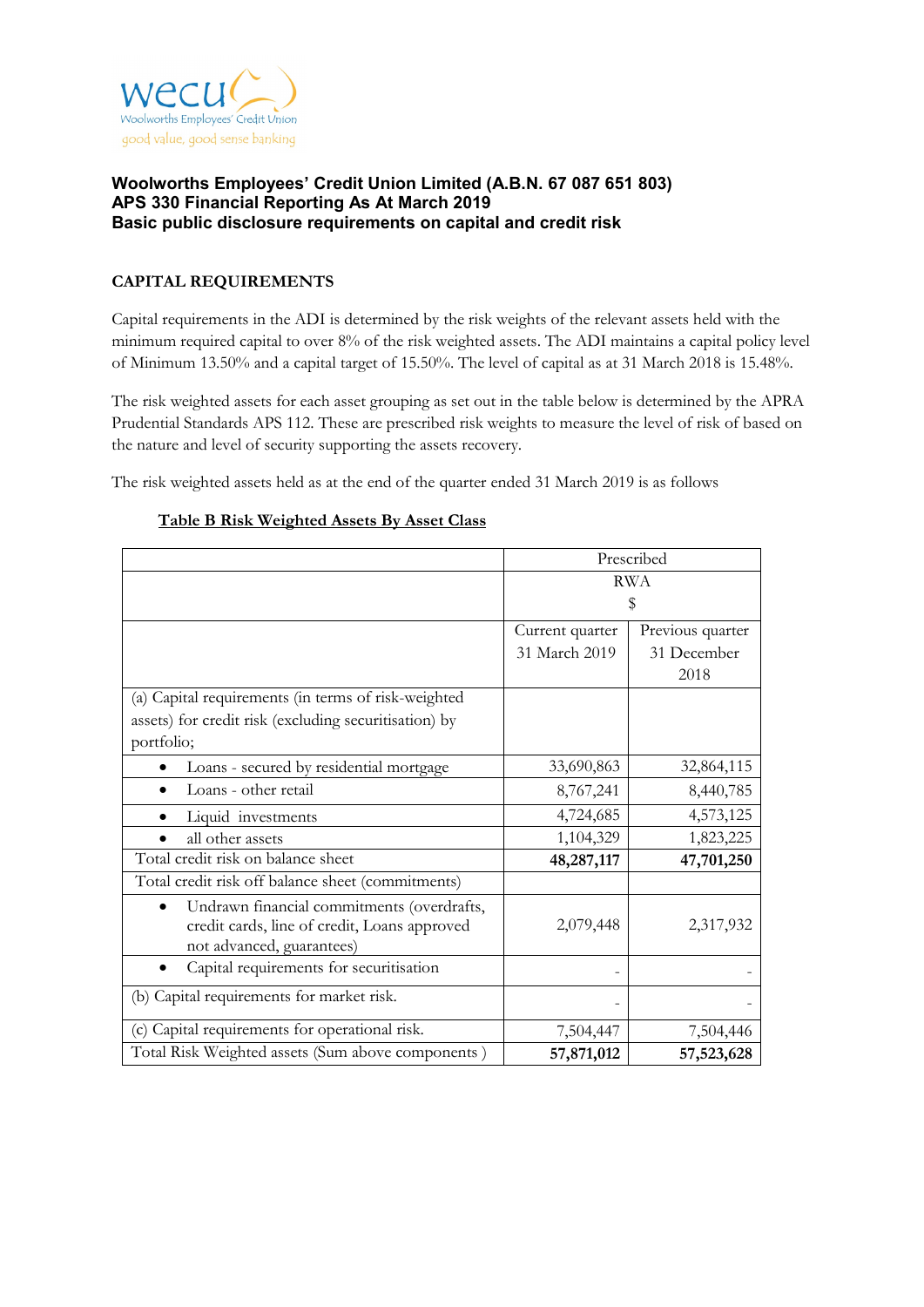wecu
Woolworths Employees' Credit Union
good value, good sense banking

**Woolworths Employees' Credit Union Limited (A.B.N. 67 087 651 803)**
**APS 330 Financial Reporting As At March 2019**
**Basic public disclosure requirements on capital and credit risk**

## CAPITAL REQUIREMENTS

Capital requirements in the ADI is determined by the risk weights of the relevant assets held with the minimum required capital to over 8% of the risk weighted assets. The ADI maintains a capital policy level of Minimum 13.50% and a capital target of 15.50%. The level of capital as at 31 March 2018 is 15.48%.

The risk weighted assets for each asset grouping as set out in the table below is determined by the APRA Prudential Standards APS 112. These are prescribed risk weights to measure the level of risk of based on the nature and level of security supporting the assets recovery.

The risk weighted assets held as at the end of the quarter ended 31 March 2019 is as follows

**Table B Risk Weighted Assets By Asset Class**

| | Prescribed RWA $ | |
|---|---|---|
| | Current quarter 31 March 2019 | Previous quarter 31 December 2018 |
| (a) Capital requirements (in terms of risk-weighted assets) for credit risk (excluding securitisation) by portfolio; | | |
| • Loans - secured by residential mortgage | 33,690,863 | 32,864,115 |
| • Loans - other retail | 8,767,241 | 8,440,785 |
| • Liquid investments | 4,724,685 | 4,573,125 |
| • all other assets | 1,104,329 | 1,823,225 |
| Total credit risk on balance sheet | **48,287,117** | **47,701,250** |
| Total credit risk off balance sheet (commitments) | | |
| • Undrawn financial commitments (overdrafts, credit cards, line of credit, Loans approved not advanced, guarantees) | 2,079,448 | 2,317,932 |
| • Capital requirements for securitisation | - | - |
| (b) Capital requirements for market risk. | - | - |
| (c) Capital requirements for operational risk. | 7,504,447 | 7,504,446 |
| Total Risk Weighted assets (Sum above components ) | **57,871,012** | **57,523,628** |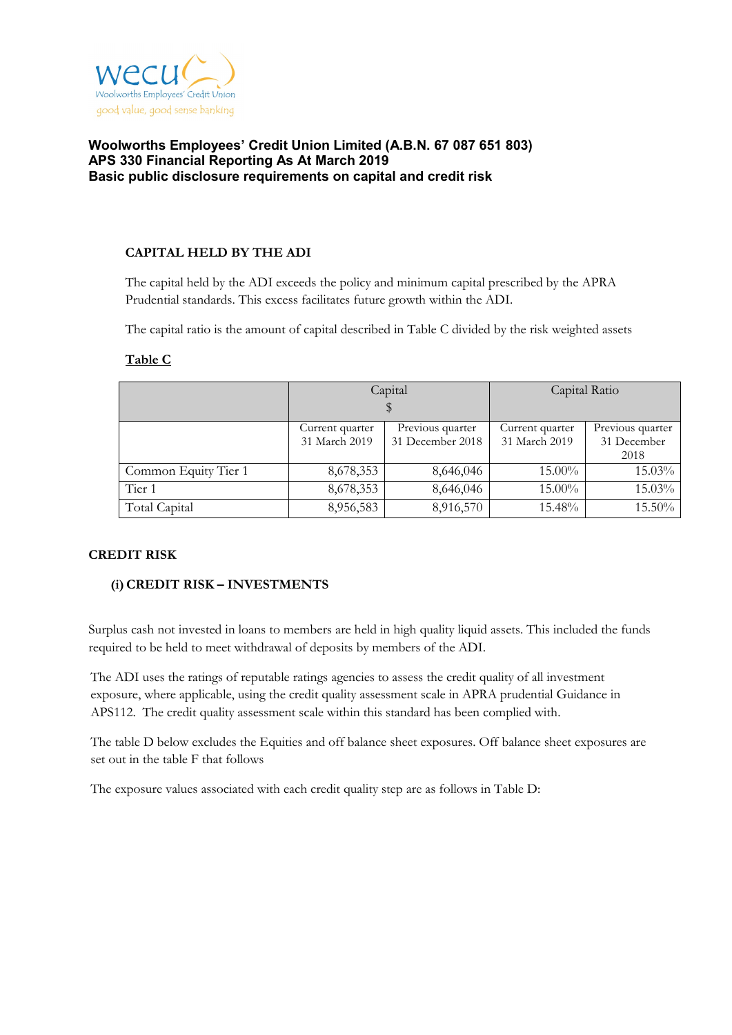wecu
Woolworths Employees' Credit Union
good value, good sense banking

**Woolworths Employees' Credit Union Limited (A.B.N. 67 087 651 803)**
**APS 330 Financial Reporting As At March 2019**
**Basic public disclosure requirements on capital and credit risk**

## CAPITAL HELD BY THE ADI

The capital held by the ADI exceeds the policy and minimum capital prescribed by the APRA Prudential standards. This excess facilitates future growth within the ADI.

The capital ratio is the amount of capital described in Table C divided by the risk weighted assets

**Table C**

| | Capital $ | | Capital Ratio | |
|---|---|---|---|---|
| | Current quarter 31 March 2019 | Previous quarter 31 December 2018 | Current quarter 31 March 2019 | Previous quarter 31 December 2018 |
| Common Equity Tier 1 | 8,678,353 | 8,646,046 | 15.00% | 15.03% |
| Tier 1 | 8,678,353 | 8,646,046 | 15.00% | 15.03% |
| Total Capital | 8,956,583 | 8,916,570 | 15.48% | 15.50% |

## CREDIT RISK

### (i) CREDIT RISK – INVESTMENTS

Surplus cash not invested in loans to members are held in high quality liquid assets. This included the funds required to be held to meet withdrawal of deposits by members of the ADI.

The ADI uses the ratings of reputable ratings agencies to assess the credit quality of all investment exposure, where applicable, using the credit quality assessment scale in APRA prudential Guidance in APS112. The credit quality assessment scale within this standard has been complied with.

The table D below excludes the Equities and off balance sheet exposures. Off balance sheet exposures are set out in the table F that follows

The exposure values associated with each credit quality step are as follows in Table D: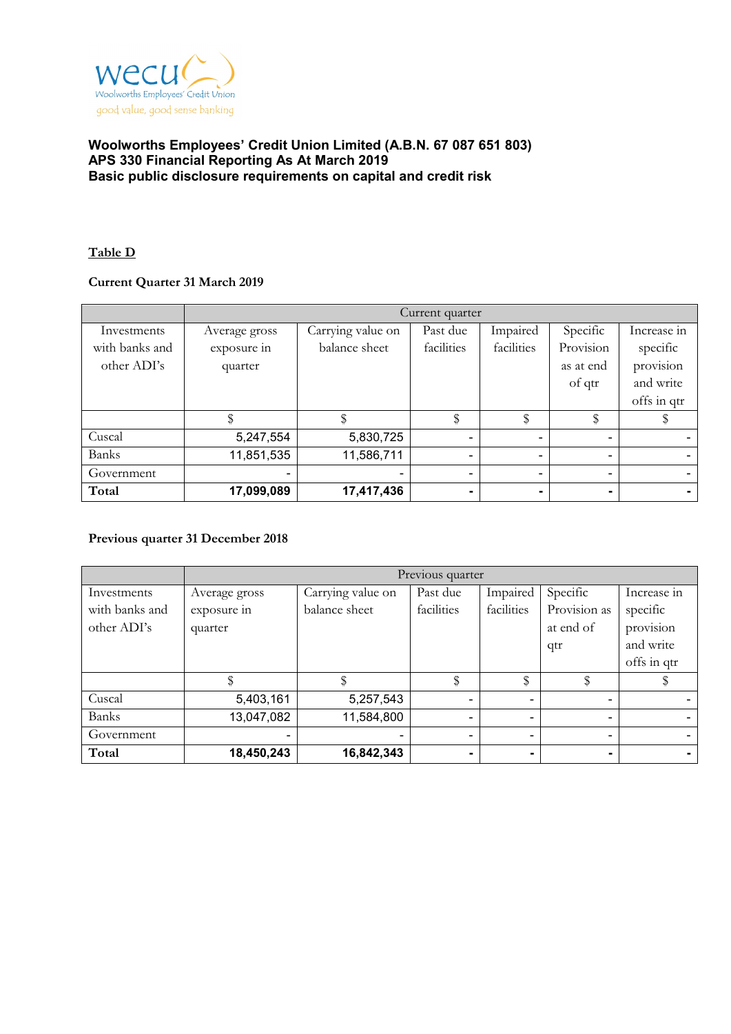wecu
Woolworths Employees' Credit Union
good value, good sense banking

**Woolworths Employees' Credit Union Limited (A.B.N. 67 087 651 803)**
**APS 330 Financial Reporting As At March 2019**
**Basic public disclosure requirements on capital and credit risk**

**Table D**

**Current Quarter 31 March 2019**

| | Current quarter | | | | | |
|---|---|---|---|---|---|---|
| Investments with banks and other ADI's | Average gross exposure in quarter | Carrying value on balance sheet | Past due facilities | Impaired facilities | Specific Provision as at end of qtr | Increase in specific provision and write offs in qtr |
| | $ | $ | $ | $ | $ | $ |
| Cuscal | 5,247,554 | 5,830,725 | - | - | - | - |
| Banks | 11,851,535 | 11,586,711 | - | - | - | - |
| Government | - | - | - | - | - | - |
| **Total** | **17,099,089** | **17,417,436** | **-** | **-** | **-** | **-** |

**Previous quarter 31 December 2018**

| | Previous quarter | | | | | |
|---|---|---|---|---|---|---|
| Investments with banks and other ADI's | Average gross exposure in quarter | Carrying value on balance sheet | Past due facilities | Impaired facilities | Specific Provision as at end of qtr | Increase in specific provision and write offs in qtr |
| | $ | $ | $ | $ | $ | $ |
| Cuscal | 5,403,161 | 5,257,543 | - | - | - | - |
| Banks | 13,047,082 | 11,584,800 | - | - | - | - |
| Government | - | - | - | - | - | - |
| **Total** | **18,450,243** | **16,842,343** | **-** | **-** | **-** | **-** |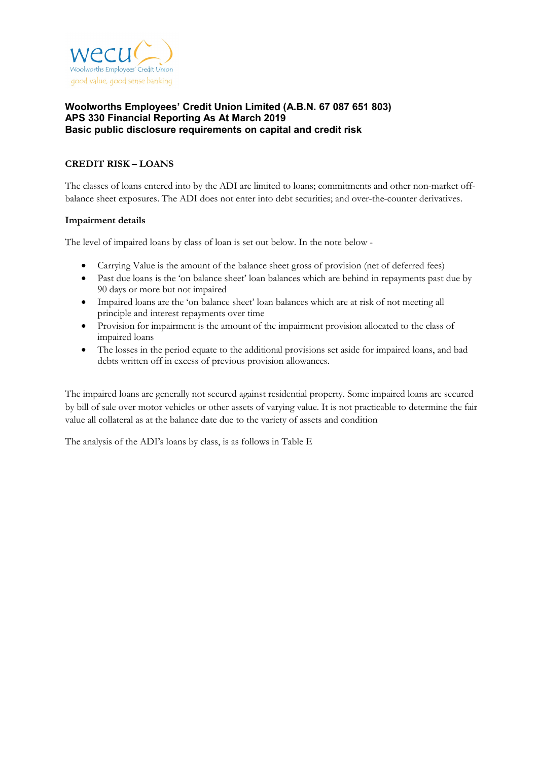wecu
Woolworths Employees' Credit Union
good value, good sense banking

**Woolworths Employees' Credit Union Limited (A.B.N. 67 087 651 803)**
**APS 330 Financial Reporting As At March 2019**
**Basic public disclosure requirements on capital and credit risk**

## CREDIT RISK – LOANS

The classes of loans entered into by the ADI are limited to loans; commitments and other non-market off-balance sheet exposures. The ADI does not enter into debt securities; and over-the-counter derivatives.

### Impairment details

The level of impaired loans by class of loan is set out below. In the note below -

- Carrying Value is the amount of the balance sheet gross of provision (net of deferred fees)
- Past due loans is the 'on balance sheet' loan balances which are behind in repayments past due by 90 days or more but not impaired
- Impaired loans are the 'on balance sheet' loan balances which are at risk of not meeting all principle and interest repayments over time
- Provision for impairment is the amount of the impairment provision allocated to the class of impaired loans
- The losses in the period equate to the additional provisions set aside for impaired loans, and bad debts written off in excess of previous provision allowances.

The impaired loans are generally not secured against residential property. Some impaired loans are secured by bill of sale over motor vehicles or other assets of varying value. It is not practicable to determine the fair value all collateral as at the balance date due to the variety of assets and condition

The analysis of the ADI's loans by class, is as follows in Table E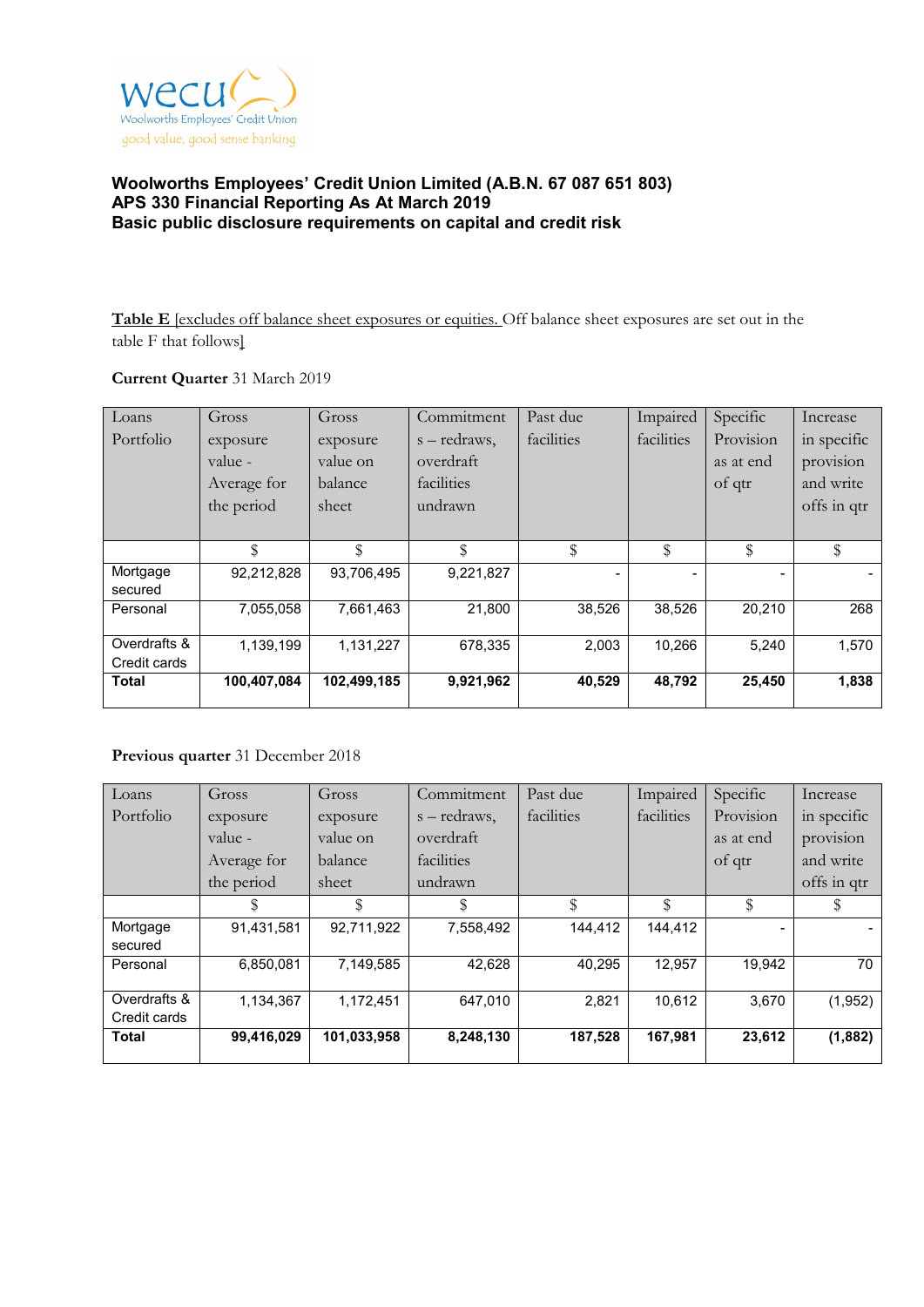wecu
Woolworths Employees' Credit Union
good value, good sense banking

**Woolworths Employees' Credit Union Limited (A.B.N. 67 087 651 803)**
**APS 330 Financial Reporting As At March 2019**
**Basic public disclosure requirements on capital and credit risk**

**Table E** [excludes off balance sheet exposures or equities. Off balance sheet exposures are set out in the table F that follows]

**Current Quarter** 31 March 2019

| Loans Portfolio | Gross exposure value - Average for the period | Gross exposure value on balance sheet | Commitments – redraws, overdraft facilities undrawn | Past due facilities | Impaired facilities | Specific Provision as at end of qtr | Increase in specific provision and write offs in qtr |
|---|---|---|---|---|---|---|---|
| | $ | $ | $ | $ | $ | $ | $ |
| Mortgage secured | 92,212,828 | 93,706,495 | 9,221,827 | - | - | - | - |
| Personal | 7,055,058 | 7,661,463 | 21,800 | 38,526 | 38,526 | 20,210 | 268 |
| Overdrafts & Credit cards | 1,139,199 | 1,131,227 | 678,335 | 2,003 | 10,266 | 5,240 | 1,570 |
| **Total** | **100,407,084** | **102,499,185** | **9,921,962** | **40,529** | **48,792** | **25,450** | **1,838** |

**Previous quarter** 31 December 2018

| Loans Portfolio | Gross exposure value - Average for the period | Gross exposure value on balance sheet | Commitments – redraws, overdraft facilities undrawn | Past due facilities | Impaired facilities | Specific Provision as at end of qtr | Increase in specific provision and write offs in qtr |
|---|---|---|---|---|---|---|---|
| | $ | $ | $ | $ | $ | $ | $ |
| Mortgage secured | 91,431,581 | 92,711,922 | 7,558,492 | 144,412 | 144,412 | - | - |
| Personal | 6,850,081 | 7,149,585 | 42,628 | 40,295 | 12,957 | 19,942 | 70 |
| Overdrafts & Credit cards | 1,134,367 | 1,172,451 | 647,010 | 2,821 | 10,612 | 3,670 | (1,952) |
| **Total** | **99,416,029** | **101,033,958** | **8,248,130** | **187,528** | **167,981** | **23,612** | **(1,882)** |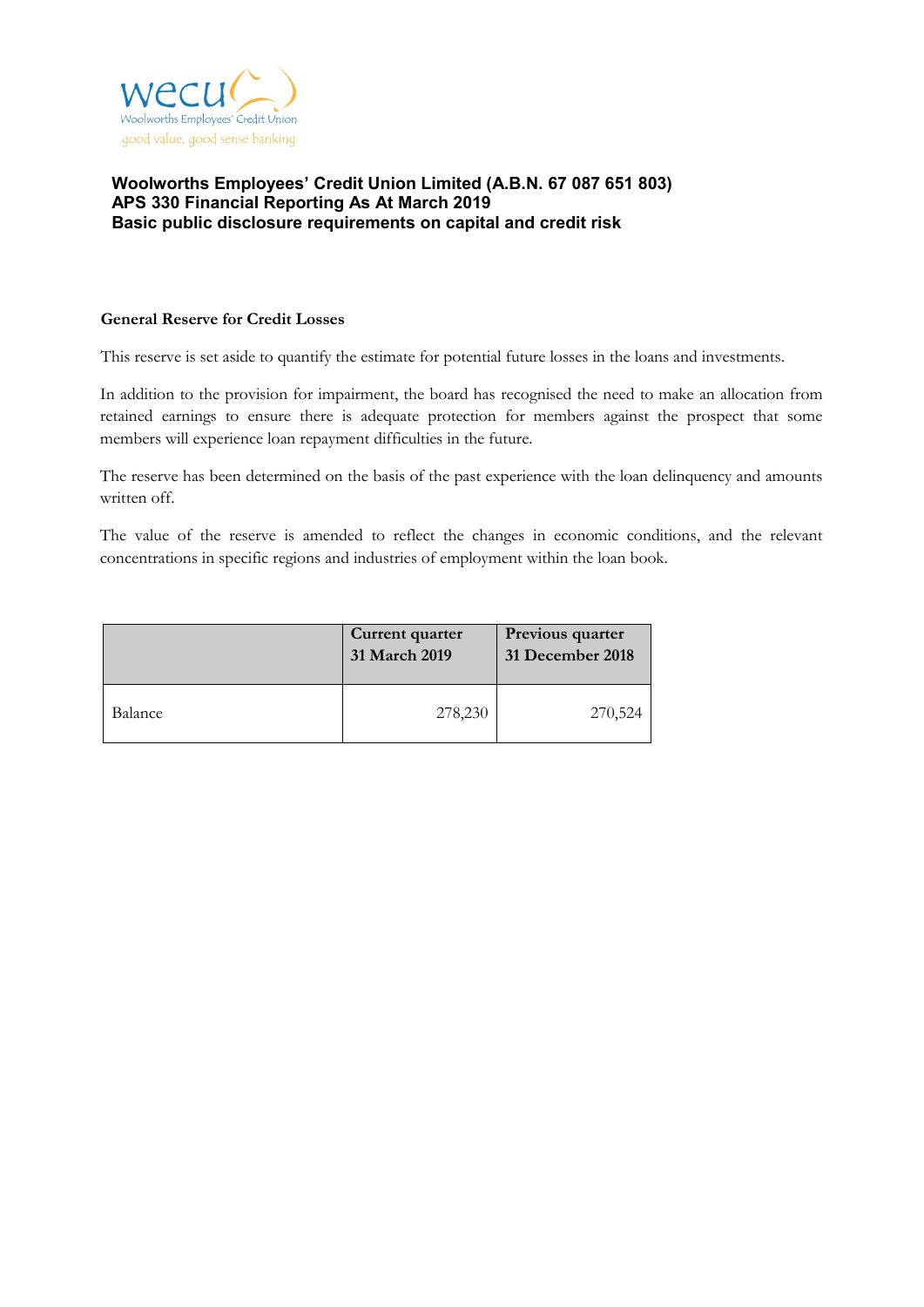**Woolworths Employees' Credit Union Limited (A.B.N. 67 087 651 803)**
**APS 330 Financial Reporting As At March 2019**
**Basic public disclosure requirements on capital and credit risk**

### General Reserve for Credit Losses

This reserve is set aside to quantify the estimate for potential future losses in the loans and investments.

In addition to the provision for impairment, the board has recognised the need to make an allocation from retained earnings to ensure there is adequate protection for members against the prospect that some members will experience loan repayment difficulties in the future.

The reserve has been determined on the basis of the past experience with the loan delinquency and amounts written off.

The value of the reserve is amended to reflect the changes in economic conditions, and the relevant concentrations in specific regions and industries of employment within the loan book.

| | Current quarter 31 March 2019 | Previous quarter 31 December 2018 |
|---|---|---|
| Balance | 278,230 | 270,524 |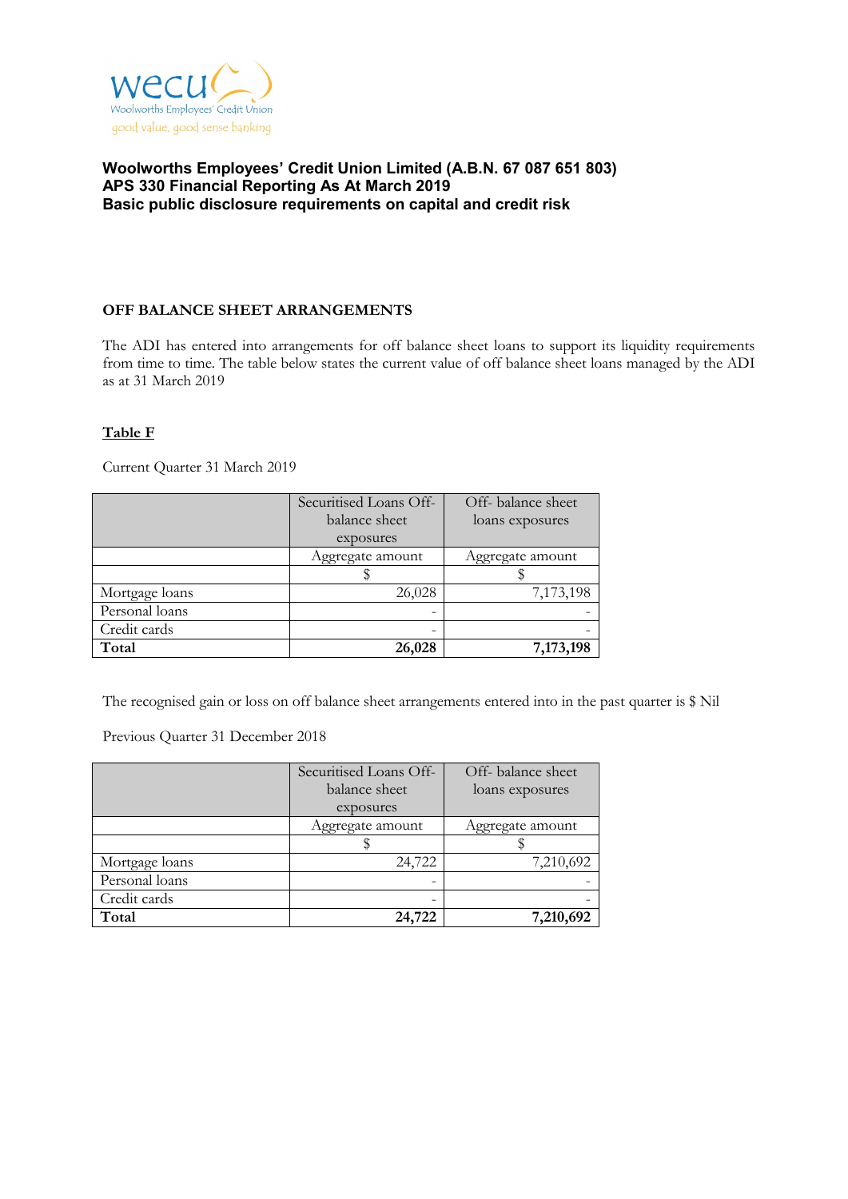wecu
Woolworths Employees' Credit Union
good value, good sense banking

**Woolworths Employees' Credit Union Limited (A.B.N. 67 087 651 803)**
**APS 330 Financial Reporting As At March 2019**
**Basic public disclosure requirements on capital and credit risk**

## OFF BALANCE SHEET ARRANGEMENTS

The ADI has entered into arrangements for off balance sheet loans to support its liquidity requirements from time to time. The table below states the current value of off balance sheet loans managed by the ADI as at 31 March 2019

### Table F

Current Quarter 31 March 2019

| | Securitised Loans Off-balance sheet exposures | Off- balance sheet loans exposures |
|---|---|---|
| | Aggregate amount | Aggregate amount |
| | $ | $ |
| Mortgage loans | 26,028 | 7,173,198 |
| Personal loans | - | - |
| Credit cards | - | - |
| **Total** | **26,028** | **7,173,198** |

The recognised gain or loss on off balance sheet arrangements entered into in the past quarter is $ Nil

Previous Quarter 31 December 2018

| | Securitised Loans Off-balance sheet exposures | Off- balance sheet loans exposures |
|---|---|---|
| | Aggregate amount | Aggregate amount |
| | $ | $ |
| Mortgage loans | 24,722 | 7,210,692 |
| Personal loans | - | - |
| Credit cards | - | - |
| **Total** | **24,722** | **7,210,692** |